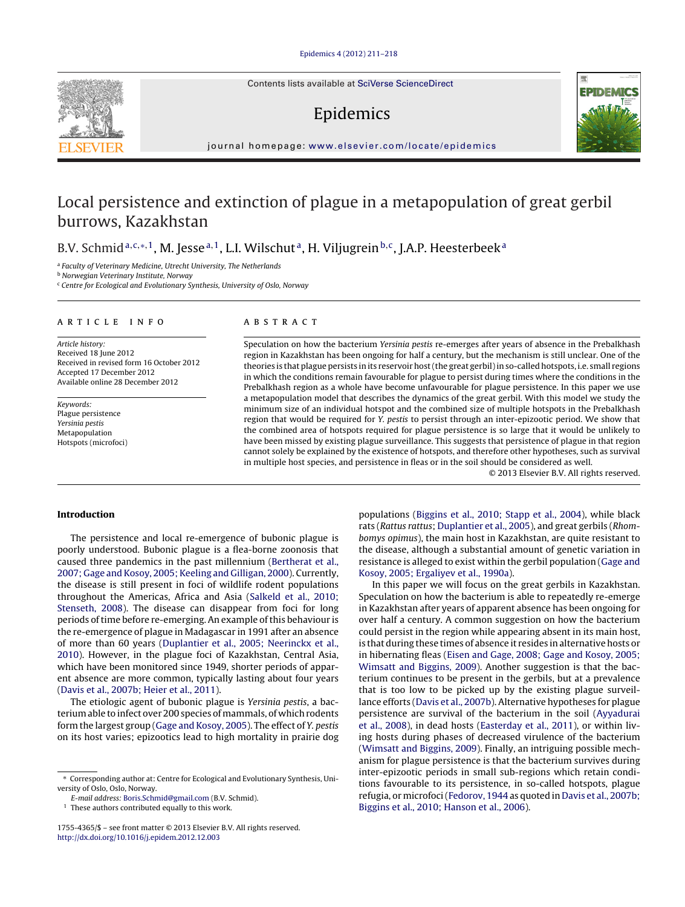# Local persistence and extinction of plague in a metapopulation of great gerbil burrows, Kazakhstan

B.V. Schmid[a,c,*,1], M. Jesse[a,1], L.I. Wilschut[a], H. Viljugrein[b,c], J.A.P. Heesterbeek[a]

[a] Faculty of Veterinary Medicine, Utrecht University, The Netherlands
[b] Norwegian Veterinary Institute, Norway
[c] Centre for Ecological and Evolutionary Synthesis, University of Oslo, Norway

## ARTICLE INFO

*Article history:*
Received 18 June 2012
Received in revised form 16 October 2012
Accepted 17 December 2012
Available online 28 December 2012

*Keywords:*
Plague persistence
*Yersinia pestis*
Metapopulation
Hotspots (microfoci)

## ABSTRACT

Speculation on how the bacterium *Yersinia pestis* re-emerges after years of absence in the Prebalkhash region in Kazakhstan has been ongoing for half a century, but the mechanism is still unclear. One of the theories is that plague persists in its reservoir host (the great gerbil) in so-called hotspots, i.e. small regions in which the conditions remain favourable for plague to persist during times where the conditions in the Prebalkhash region as a whole have become unfavourable for plague persistence. In this paper we use a metapopulation model that describes the dynamics of the great gerbil. With this model we study the minimum size of an individual hotspot and the combined size of multiple hotspots in the Prebalkhash region that would be required for *Y. pestis* to persist through an inter-epizootic period. We show that the combined area of hotspots required for plague persistence is so large that it would be unlikely to have been missed by existing plague surveillance. This suggests that persistence of plague in that region cannot solely be explained by the existence of hotspots, and therefore other hypotheses, such as survival in multiple host species, and persistence in fleas or in the soil should be considered as well.

© 2013 Elsevier B.V. All rights reserved.

## Introduction

The persistence and local re-emergence of bubonic plague is poorly understood. Bubonic plague is a flea-borne zoonosis that caused three pandemics in the past millennium (Bertherat et al., 2007; Gage and Kosoy, 2005; Keeling and Gilligan, 2000). Currently, the disease is still present in foci of wildlife rodent populations throughout the Americas, Africa and Asia (Salkeld et al., 2010; Stenseth, 2008). The disease can disappear from foci for long periods of time before re-emerging. An example of this behaviour is the re-emergence of plague in Madagascar in 1991 after an absence of more than 60 years (Duplantier et al., 2005; Neerinckx et al., 2010). However, in the plague foci of Kazakhstan, Central Asia, which have been monitored since 1949, shorter periods of apparent absence are more common, typically lasting about four years (Davis et al., 2007b; Heier et al., 2011).

The etiologic agent of bubonic plague is *Yersinia pestis*, a bacterium able to infect over 200 species of mammals, of which rodents form the largest group (Gage and Kosoy, 2005). The effect of *Y. pestis* on its host varies; epizootics lead to high mortality in prairie dog populations (Biggins et al., 2010; Stapp et al., 2004), while black rats (*Rattus rattus*; Duplantier et al., 2005), and great gerbils (*Rhombomys opimus*), the main host in Kazakhstan, are quite resistant to the disease, although a substantial amount of genetic variation in resistance is alleged to exist within the gerbil population (Gage and Kosoy, 2005; Ergaliyev et al., 1990a).

In this paper we will focus on the great gerbils in Kazakhstan. Speculation on how the bacterium is able to repeatedly re-emerge in Kazakhstan after years of apparent absence has been ongoing for over half a century. A common suggestion on how the bacterium could persist in the region while appearing absent in its main host, is that during these times of absence it resides in alternative hosts or in hibernating fleas (Eisen and Gage, 2008; Gage and Kosoy, 2005; Wimsatt and Biggins, 2009). Another suggestion is that the bacterium continues to be present in the gerbils, but at a prevalence that is too low to be picked up by the existing plague surveillance efforts (Davis et al., 2007b). Alternative hypotheses for plague persistence are survival of the bacterium in the soil (Ayyadurai et al., 2008), in dead hosts (Easterday et al., 2011), or within living hosts during phases of decreased virulence of the bacterium (Wimsatt and Biggins, 2009). Finally, an intriguing possible mechanism for plague persistence is that the bacterium survives during inter-epizootic periods in small sub-regions which retain conditions favourable to its persistence, in so-called hotspots, plague refugia, or microfoci (Fedorov, 1944 as quoted in Davis et al., 2007b; Biggins et al., 2010; Hanson et al., 2006).

* Corresponding author at: Centre for Ecological and Evolutionary Synthesis, University of Oslo, Oslo, Norway.
*E-mail address:* Boris.Schmid@gmail.com (B.V. Schmid).
[1] These authors contributed equally to this work.

1755-4365/$ – see front matter © 2013 Elsevier B.V. All rights reserved.
http://dx.doi.org/10.1016/j.epidem.2012.12.003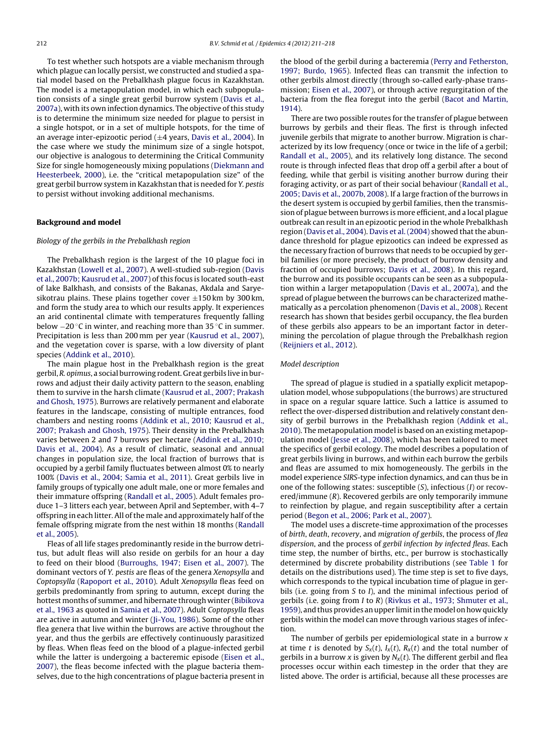To test whether such hotspots are a viable mechanism through which plague can locally persist, we constructed and studied a spatial model based on the Prebalkhash plague focus in Kazakhstan. The model is a metapopulation model, in which each subpopulation consists of a single great gerbil burrow system (Davis et al., 2007a), with its own infection dynamics. The objective of this study is to determine the minimum size needed for plague to persist in a single hotspot, or in a set of multiple hotspots, for the time of an average inter-epizootic period (±4 years, Davis et al., 2004). In the case where we study the minimum size of a single hotspot, our objective is analogous to determining the Critical Community Size for single homogeneously mixing populations (Diekmann and Heesterbeek, 2000), i.e. the "critical metapopulation size" of the great gerbil burrow system in Kazakhstan that is needed for *Y. pestis* to persist without invoking additional mechanisms.

## Background and model

### *Biology of the gerbils in the Prebalkhash region*

The Prebalkhash region is the largest of the 10 plague foci in Kazakhstan (Lowell et al., 2007). A well-studied sub-region (Davis et al., 2007b; Kausrud et al., 2007) of this focus is located south-east of lake Balkhash, and consists of the Bakanas, Akdala and Saryesikotrau plains. These plains together cover ±150 km by 300 km, and form the study area to which our results apply. It experiences an arid continental climate with temperatures frequently falling below −20 °C in winter, and reaching more than 35 °C in summer. Precipitation is less than 200 mm per year (Kausrud et al., 2007), and the vegetation cover is sparse, with a low diversity of plant species (Addink et al., 2010).

The main plague host in the Prebalkhash region is the great gerbil, *R. opimus*, a social burrowing rodent. Great gerbils live in burrows and adjust their daily activity pattern to the season, enabling them to survive in the harsh climate (Kausrud et al., 2007; Prakash and Ghosh, 1975). Burrows are relatively permanent and elaborate features in the landscape, consisting of multiple entrances, food chambers and nesting rooms (Addink et al., 2010; Kausrud et al., 2007; Prakash and Ghosh, 1975). Their density in the Prebalkhash varies between 2 and 7 burrows per hectare (Addink et al., 2010; Davis et al., 2004). As a result of climatic, seasonal and annual changes in population size, the local fraction of burrows that is occupied by a gerbil family fluctuates between almost 0% to nearly 100% (Davis et al., 2004; Samia et al., 2011). Great gerbils live in family groups of typically one adult male, one or more females and their immature offspring (Randall et al., 2005). Adult females produce 1–3 litters each year, between April and September, with 4–7 offspring in each litter. All of the male and approximately half of the female offspring migrate from the nest within 18 months (Randall et al., 2005).

Fleas of all life stages predominantly reside in the burrow detritus, but adult fleas will also reside on gerbils for an hour a day to feed on their blood (Burroughs, 1947; Eisen et al., 2007). The dominant vectors of *Y. pestis* are fleas of the genera *Xenopsylla* and *Coptopsylla* (Rapoport et al., 2010). Adult *Xenopsylla* fleas feed on gerbils predominantly from spring to autumn, except during the hottest months of summer, and hibernate through winter (Bibikova et al., 1963 as quoted in Samia et al., 2007). Adult *Coptopsylla* fleas are active in autumn and winter (Ji-You, 1986). Some of the other flea genera that live within the burrows are active throughout the year, and thus the gerbils are effectively continuously parasitized by fleas. When fleas feed on the blood of a plague-infected gerbil while the latter is undergoing a bacteremic episode (Eisen et al., 2007), the fleas become infected with the plague bacteria themselves, due to the high concentrations of plague bacteria present in the blood of the gerbil during a bacteremia (Perry and Fetherston, 1997; Burdo, 1965). Infected fleas can transmit the infection to other gerbils almost directly (through so-called early-phase transmission; Eisen et al., 2007), or through active regurgitation of the bacteria from the flea foregut into the gerbil (Bacot and Martin, 1914).

There are two possible routes for the transfer of plague between burrows by gerbils and their fleas. The first is through infected juvenile gerbils that migrate to another burrow. Migration is characterized by its low frequency (once or twice in the life of a gerbil; Randall et al., 2005), and its relatively long distance. The second route is through infected fleas that drop off a gerbil after a bout of feeding, while that gerbil is visiting another burrow during their foraging activity, or as part of their social behaviour (Randall et al., 2005; Davis et al., 2007b, 2008). If a large fraction of the burrows in the desert system is occupied by gerbil families, then the transmission of plague between burrows is more efficient, and a local plague outbreak can result in an epizootic period in the whole Prebalkhash region (Davis et al., 2004). Davis et al. (2004) showed that the abundance threshold for plague epizootics can indeed be expressed as the necessary fraction of burrows that needs to be occupied by gerbil families (or more precisely, the product of burrow density and fraction of occupied burrows; Davis et al., 2008). In this regard, the burrow and its possible occupants can be seen as a subpopulation within a larger metapopulation (Davis et al., 2007a), and the spread of plague between the burrows can be characterized mathematically as a percolation phenomenon (Davis et al., 2008). Recent research has shown that besides gerbil occupancy, the flea burden of these gerbils also appears to be an important factor in determining the percolation of plague through the Prebalkhash region (Reijniers et al., 2012).

### *Model description*

The spread of plague is studied in a spatially explicit metapopulation model, whose subpopulations (the burrows) are structured in space on a regular square lattice. Such a lattice is assumed to reflect the over-dispersed distribution and relatively constant density of gerbil burrows in the Prebalkhash region (Addink et al., 2010). The metapopulation model is based on an existing metapopulation model (Jesse et al., 2008), which has been tailored to meet the specifics of gerbil ecology. The model describes a population of great gerbils living in burrows, and within each burrow the gerbils and fleas are assumed to mix homogeneously. The gerbils in the model experience *SIRS*-type infection dynamics, and can thus be in one of the following states: susceptible (*S*), infectious (*I*) or recovered/immune (*R*). Recovered gerbils are only temporarily immune to reinfection by plague, and regain susceptibility after a certain period (Begon et al., 2006; Park et al., 2007).

The model uses a discrete-time approximation of the processes of *birth*, *death*, *recovery*, and *migration of gerbils*, the process of *flea dispersion*, and the process of *gerbil infection by infected fleas*. Each time step, the number of births, etc., per burrow is stochastically determined by discrete probability distributions (see Table 1 for details on the distributions used). The time step is set to five days, which corresponds to the typical incubation time of plague in gerbils (i.e. going from *S* to *I*), and the minimal infectious period of gerbils (i.e. going from *I* to *R*) (Rivkus et al., 1973; Shmuter et al., 1959), and thus provides an upper limit in the model on how quickly gerbils within the model can move through various stages of infection.

The number of gerbils per epidemiological state in a burrow $x$ at time $t$ is denoted by $S_x(t)$, $I_x(t)$, $R_x(t)$ and the total number of gerbils in a burrow $x$ is given by $N_x(t)$. The different gerbil and flea processes occur within each timestep in the order that they are listed above. The order is artificial, because all these processes are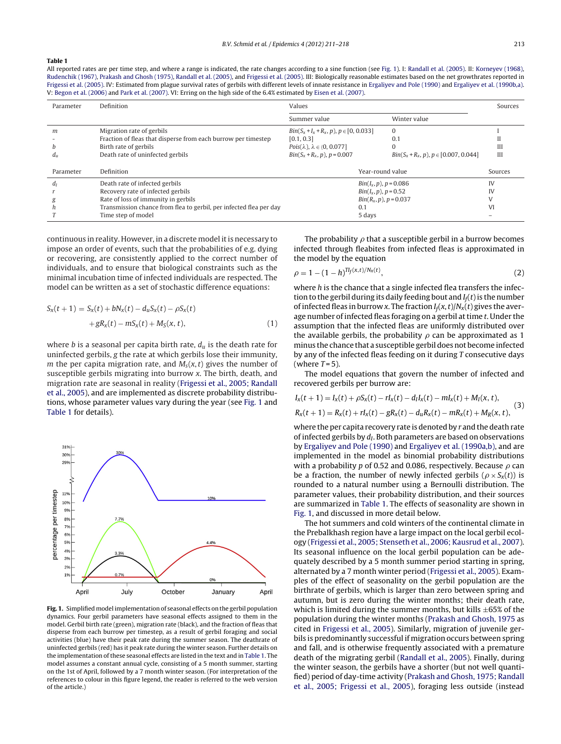**Table 1**

All reported rates are per time step, and where a range is indicated, the rate changes according to a sine function (see Fig. 1). I: Randall et al. (2005). II: Korneyev (1968), Rudenchik (1967), Prakash and Ghosh (1975), Randall et al. (2005), and Frigessi et al. (2005). III: Biologically reasonable estimates based on the net growthrates reported in Frigessi et al. (2005). IV: Estimated from plague survival rates of gerbils with different levels of innate resistance in Ergaliyev and Pole (1990) and Ergaliyev et al. (1990a,b). V: Begon et al. (2006) and Park et al. (2007). VI: Erring on the high side of the 6.4% estimated by Eisen et al. (2007).

| Parameter | Definition | Values | | Sources |
|---|---|---|---|---|
| | | Summer value | Winter value | |
| $m$ | Migration rate of gerbils | $Bin(S_x + I_x + R_x, p)$, $p \in [0, 0.033]$ | 0 | I |
| – | Fraction of fleas that disperse from each burrow per timestep | [0.1, 0.3] | 0.1 | II |
| $b$ | Birth rate of gerbils | $Pois(\lambda)$, $\lambda \in \langle 0, 0.077]$ | 0 | III |
| $d_u$ | Death rate of uninfected gerbils | $Bin(S_x + R_x, p)$, $p = 0.007$ | $Bin(S_x + R_x, p)$, $p \in [0.007, 0.044]$ | III |

| Parameter | Definition | Year-round value | Sources |
|---|---|---|---|
| $d_I$ | Death rate of infected gerbils | $Bin(I_x, p)$, $p = 0.086$ | IV |
| $r$ | Recovery rate of infected gerbils | $Bin(I_x, p)$, $p = 0.52$ | IV |
| $g$ | Rate of loss of immunity in gerbils | $Bin(R_x, p)$, $p = 0.037$ | V |
| $h$ | Transmission chance from flea to gerbil, per infected flea per day | 0.1 | VI |
| $T$ | Time step of model | 5 days | – |

continuous in reality. However, in a discrete model it is necessary to impose an order of events, such that the probabilities of e.g. dying or recovering, are consistently applied to the correct number of individuals, and to ensure that biological constraints such as the minimal incubation time of infected individuals are respected. The model can be written as a set of stochastic difference equations:

$$S_x(t+1) = S_x(t) + bN_x(t) - d_u S_x(t) - \rho S_x(t) + gR_x(t) - mS_x(t) + M_S(x,t), \tag{1}$$

where $b$ is a seasonal per capita birth rate, $d_u$ is the death rate for uninfected gerbils, $g$ the rate at which gerbils lose their immunity, $m$ the per capita migration rate, and $M_S(x, t)$ gives the number of susceptible gerbils migrating into burrow $x$. The birth, death, and migration rate are seasonal in reality (Frigessi et al., 2005; Randall et al., 2005), and are implemented as discrete probability distributions, whose parameter values vary during the year (see Fig. 1 and Table 1 for details).

**Fig. 1.** Simplified model implementation of seasonal effects on the gerbil population dynamics. Four gerbil parameters have seasonal effects assigned to them in the model. Gerbil birth rate (green), migration rate (black), and the fraction of fleas that disperse from each burrow per timestep, as a result of gerbil foraging and social activities (blue) have their peak rate during the summer season. The deathrate of uninfected gerbils (red) has it peak rate during the winter season. Further details on the implementation of these seasonal effects are listed in the text and in Table 1. The model assumes a constant annual cycle, consisting of a 5 month summer, starting on the 1st of April, followed by a 7 month winter season. (For interpretation of the references to colour in this figure legend, the reader is referred to the web version of the article.)

The probability $\rho$ that a susceptible gerbil in a burrow becomes infected through fleabites from infected fleas is approximated in the model by the equation

$$\rho = 1 - (1 - h)^{TI_f(x,t)/N_x(t)}, \tag{2}$$

where $h$ is the chance that a single infected flea transfers the infection to the gerbil during its daily feeding bout and $I_f(t)$ is the number of infected fleas in burrow $x$. The fraction $I_f(x, t)/N_x(t)$ gives the average number of infected fleas foraging on a gerbil at time $t$. Under the assumption that the infected fleas are uniformly distributed over the available gerbils, the probability $\rho$ can be approximated as 1 minus the chance that a susceptible gerbil does not become infected by any of the infected fleas feeding on it during $T$ consecutive days (where $T = 5$).

The model equations that govern the number of infected and recovered gerbils per burrow are:

$$I_x(t+1) = I_x(t) + \rho S_x(t) - rI_x(t) - d_I I_x(t) - mI_x(t) + M_I(x,t),$$
$$R_x(t+1) = R_x(t) + rI_x(t) - gR_x(t) - d_u R_x(t) - mR_x(t) + M_R(x,t), \tag{3}$$

where the per capita recovery rate is denoted by $r$ and the death rate of infected gerbils by $d_I$. Both parameters are based on observations by Ergaliyev and Pole (1990) and Ergaliyev et al. (1990a,b), and are implemented in the model as binomial probability distributions with a probability $p$ of 0.52 and 0.086, respectively. Because $\rho$ can be a fraction, the number of newly infected gerbils ($\rho \times S_x(t)$) is rounded to a natural number using a Bernoulli distribution. The parameter values, their probability distribution, and their sources are summarized in Table 1. The effects of seasonality are shown in Fig. 1, and discussed in more detail below.

The hot summers and cold winters of the continental climate in the Prebalkhash region have a large impact on the local gerbil ecology (Frigessi et al., 2005; Stenseth et al., 2006; Kausrud et al., 2007). Its seasonal influence on the gerbil population can be adequately described by a 5 month summer period starting in spring, alternated by a 7 month winter period (Frigessi et al., 2005). Examples of the effect of seasonality on the gerbil population are the birthrate of gerbils, which is larger than zero between spring and autumn, but is zero during the winter months; their death rate, which is limited during the summer months, but kills ±65% of the population during the winter months (Prakash and Ghosh, 1975 as cited in Frigessi et al., 2005). Similarly, migration of juvenile gerbils is predominantly successful if migration occurs between spring and fall, and is otherwise frequently associated with a premature death of the migrating gerbil (Randall et al., 2005). Finally, during the winter season, the gerbils have a shorter (but not well quantified) period of day-time activity (Prakash and Ghosh, 1975; Randall et al., 2005; Frigessi et al., 2005), foraging less outside (instead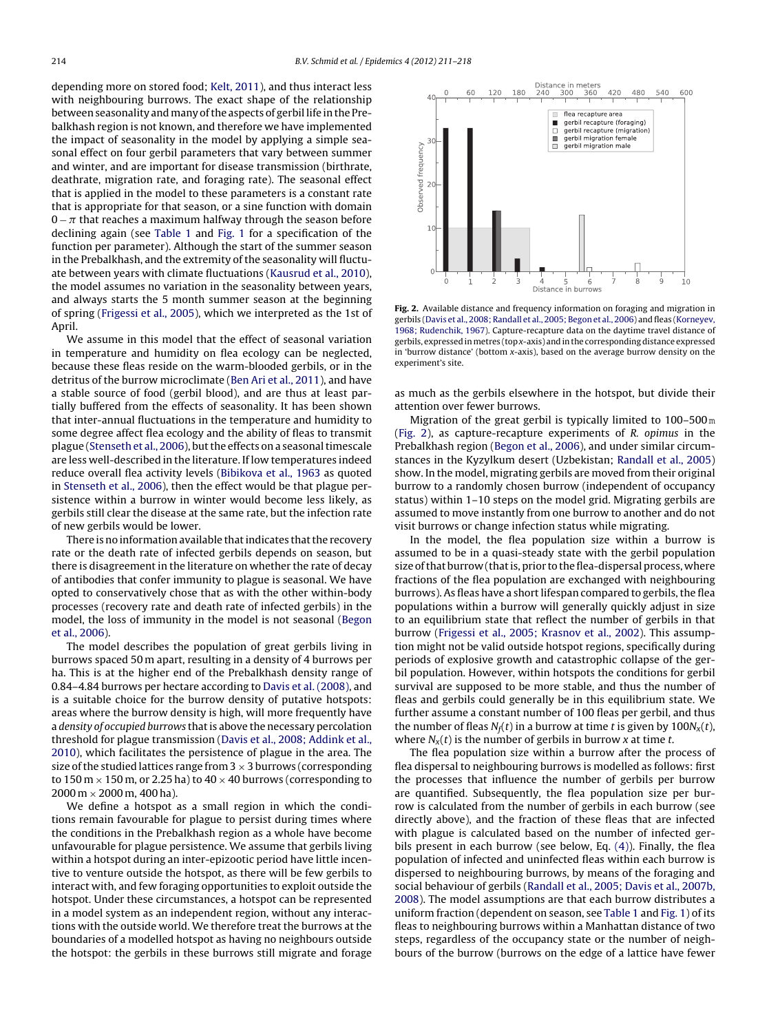depending more on stored food; Kelt, 2011), and thus interact less with neighbouring burrows. The exact shape of the relationship between seasonality and many of the aspects of gerbil life in the Prebalkhash region is not known, and therefore we have implemented the impact of seasonality in the model by applying a simple seasonal effect on four gerbil parameters that vary between summer and winter, and are important for disease transmission (birthrate, deathrate, migration rate, and foraging rate). The seasonal effect that is applied in the model to these parameters is a constant rate that is appropriate for that season, or a sine function with domain $0 - \pi$ that reaches a maximum halfway through the season before declining again (see Table 1 and Fig. 1 for a specification of the function per parameter). Although the start of the summer season in the Prebalkhash, and the extremity of the seasonality will fluctuate between years with climate fluctuations (Kausrud et al., 2010), the model assumes no variation in the seasonality between years, and always starts the 5 month summer season at the beginning of spring (Frigessi et al., 2005), which we interpreted as the 1st of April.

We assume in this model that the effect of seasonal variation in temperature and humidity on flea ecology can be neglected, because these fleas reside on the warm-blooded gerbils, or in the detritus of the burrow microclimate (Ben Ari et al., 2011), and have a stable source of food (gerbil blood), and are thus at least partially buffered from the effects of seasonality. It has been shown that inter-annual fluctuations in the temperature and humidity to some degree affect flea ecology and the ability of fleas to transmit plague (Stenseth et al., 2006), but the effects on a seasonal timescale are less well-described in the literature. If low temperatures indeed reduce overall flea activity levels (Bibikova et al., 1963 as quoted in Stenseth et al., 2006), then the effect would be that plague persistence within a burrow in winter would become less likely, as gerbils still clear the disease at the same rate, but the infection rate of new gerbils would be lower.

There is no information available that indicates that the recovery rate or the death rate of infected gerbils depends on season, but there is disagreement in the literature on whether the rate of decay of antibodies that confer immunity to plague is seasonal. We have opted to conservatively chose that as with the other within-body processes (recovery rate and death rate of infected gerbils) in the model, the loss of immunity in the model is not seasonal (Begon et al., 2006).

The model describes the population of great gerbils living in burrows spaced 50 m apart, resulting in a density of 4 burrows per ha. This is at the higher end of the Prebalkhash density range of 0.84–4.84 burrows per hectare according to Davis et al. (2008), and is a suitable choice for the burrow density of putative hotspots: areas where the burrow density is high, will more frequently have a *density of occupied burrows* that is above the necessary percolation threshold for plague transmission (Davis et al., 2008; Addink et al., 2010), which facilitates the persistence of plague in the area. The size of the studied lattices range from $3 \times 3$ burrows (corresponding to $150\,\text{m} \times 150\,\text{m}$, or 2.25 ha) to $40 \times 40$ burrows (corresponding to $2000\,\text{m} \times 2000\,\text{m}$, 400 ha).

We define a hotspot as a small region in which the conditions remain favourable for plague to persist during times where the conditions in the Prebalkhash region as a whole have become unfavourable for plague persistence. We assume that gerbils living within a hotspot during an inter-epizootic period have little incentive to venture outside the hotspot, as there will be few gerbils to interact with, and few foraging opportunities to exploit outside the hotspot. Under these circumstances, a hotspot can be represented in a model system as an independent region, without any interactions with the outside world. We therefore treat the burrows at the boundaries of a modelled hotspot as having no neighbours outside the hotspot: the gerbils in these burrows still migrate and forage as much as the gerbils elsewhere in the hotspot, but divide their attention over fewer burrows.

**Fig. 2.** Available distance and frequency information on foraging and migration in gerbils (Davis et al., 2008; Randall et al., 2005; Begon et al., 2006) and fleas (Korneyev, 1968; Rudenchik, 1967). Capture-recapture data on the daytime travel distance of gerbils, expressed in metres (top *x*-axis) and in the corresponding distance expressed in 'burrow distance' (bottom *x*-axis), based on the average burrow density on the experiment's site.

Migration of the great gerbil is typically limited to 100–500 m (Fig. 2), as capture-recapture experiments of *R. opimus* in the Prebalkhash region (Begon et al., 2006), and under similar circumstances in the Kyzylkum desert (Uzbekistan; Randall et al., 2005) show. In the model, migrating gerbils are moved from their original burrow to a randomly chosen burrow (independent of occupancy status) within 1–10 steps on the model grid. Migrating gerbils are assumed to move instantly from one burrow to another and do not visit burrows or change infection status while migrating.

In the model, the flea population size within a burrow is assumed to be in a quasi-steady state with the gerbil population size of that burrow (that is, prior to the flea-dispersal process, where fractions of the flea population are exchanged with neighbouring burrows). As fleas have a short lifespan compared to gerbils, the flea populations within a burrow will generally quickly adjust in size to an equilibrium state that reflect the number of gerbils in that burrow (Frigessi et al., 2005; Krasnov et al., 2002). This assumption might not be valid outside hotspot regions, specifically during periods of explosive growth and catastrophic collapse of the gerbil population. However, within hotspots the conditions for gerbil survival are supposed to be more stable, and thus the number of fleas and gerbils could generally be in this equilibrium state. We further assume a constant number of 100 fleas per gerbil, and thus the number of fleas $N_f(t)$ in a burrow at time $t$ is given by $100N_x(t)$, where $N_x(t)$ is the number of gerbils in burrow $x$ at time $t$.

The flea population size within a burrow after the process of flea dispersal to neighbouring burrows is modelled as follows: first the processes that influence the number of gerbils per burrow are quantified. Subsequently, the flea population size per burrow is calculated from the number of gerbils in each burrow (see directly above), and the fraction of these fleas that are infected with plague is calculated based on the number of infected gerbils present in each burrow (see below, Eq. (4)). Finally, the flea population of infected and uninfected fleas within each burrow is dispersed to neighbouring burrows, by means of the foraging and social behaviour of gerbils (Randall et al., 2005; Davis et al., 2007b, 2008). The model assumptions are that each burrow distributes a uniform fraction (dependent on season, see Table 1 and Fig. 1) of its fleas to neighbouring burrows within a Manhattan distance of two steps, regardless of the occupancy state or the number of neighbours of the burrow (burrows on the edge of a lattice have fewer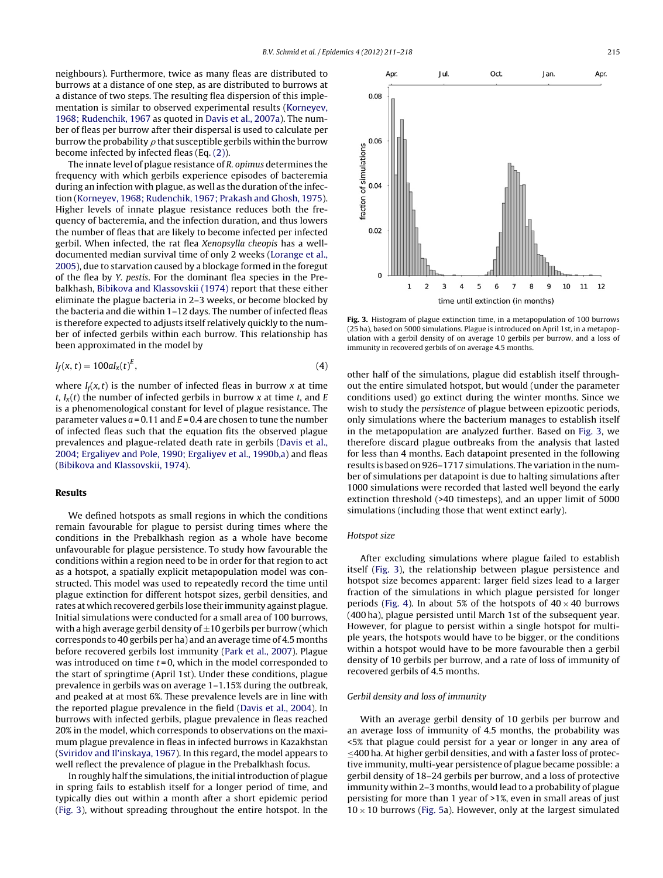neighbours). Furthermore, twice as many fleas are distributed to burrows at a distance of one step, as are distributed to burrows at a distance of two steps. The resulting flea dispersion of this implementation is similar to observed experimental results (Korneyev, 1968; Rudenchik, 1967 as quoted in Davis et al., 2007a). The number of fleas per burrow after their dispersal is used to calculate per burrow the probability $\rho$ that susceptible gerbils within the burrow become infected by infected fleas (Eq. (2)).

The innate level of plague resistance of *R. opimus* determines the frequency with which gerbils experience episodes of bacteremia during an infection with plague, as well as the duration of the infection (Korneyev, 1968; Rudenchik, 1967; Prakash and Ghosh, 1975). Higher levels of innate plague resistance reduces both the frequency of bacteremia, and the infection duration, and thus lowers the number of fleas that are likely to become infected per infected gerbil. When infected, the rat flea *Xenopsylla cheopis* has a well-documented median survival time of only 2 weeks (Lorange et al., 2005), due to starvation caused by a blockage formed in the foregut of the flea by *Y. pestis*. For the dominant flea species in the Prebalkhash, Bibikova and Klassovskii (1974) report that these either eliminate the plague bacteria in 2–3 weeks, or become blocked by the bacteria and die within 1–12 days. The number of infected fleas is therefore expected to adjusts itself relatively quickly to the number of infected gerbils within each burrow. This relationship has been approximated in the model by

$$I_f(x,t) = 100aI_x(t)^E, \tag{4}$$

where $I_f(x,t)$ is the number of infected fleas in burrow $x$ at time $t$, $I_x(t)$ the number of infected gerbils in burrow $x$ at time $t$, and $E$ is a phenomenological constant for level of plague resistance. The parameter values $a = 0.11$ and $E = 0.4$ are chosen to tune the number of infected fleas such that the equation fits the observed plague prevalences and plague-related death rate in gerbils (Davis et al., 2004; Ergaliyev and Pole, 1990; Ergaliyev et al., 1990b,a) and fleas (Bibikova and Klassovskii, 1974).

## Results

We defined hotspots as small regions in which the conditions remain favourable for plague to persist during times where the conditions in the Prebalkhash region as a whole have become unfavourable for plague persistence. To study how favourable the conditions within a region need to be in order for that region to act as a hotspot, a spatially explicit metapopulation model was constructed. This model was used to repeatedly record the time until plague extinction for different hotspot sizes, gerbil densities, and rates at which recovered gerbils lose their immunity against plague. Initial simulations were conducted for a small area of 100 burrows, with a high average gerbil density of $\pm$10 gerbils per burrow (which corresponds to 40 gerbils per ha) and an average time of 4.5 months before recovered gerbils lost immunity (Park et al., 2007). Plague was introduced on time $t = 0$, which in the model corresponded to the start of springtime (April 1st). Under these conditions, plague prevalence in gerbils was on average 1–1.15% during the outbreak, and peaked at at most 6%. These prevalence levels are in line with the reported plague prevalence in the field (Davis et al., 2004). In burrows with infected gerbils, plague prevalence in fleas reached 20% in the model, which corresponds to observations on the maximum plague prevalence in fleas in infected burrows in Kazakhstan (Sviridov and Il'inskaya, 1967). In this regard, the model appears to well reflect the prevalence of plague in the Prebalkhash focus.

In roughly half the simulations, the initial introduction of plague in spring fails to establish itself for a longer period of time, and typically dies out within a month after a short epidemic period (Fig. 3), without spreading throughout the entire hotspot. In the other half of the simulations, plague did establish itself throughout the entire simulated hotspot, but would (under the parameter conditions used) go extinct during the winter months. Since we wish to study the *persistence* of plague between epizootic periods, only simulations where the bacterium manages to establish itself in the metapopulation are analyzed further. Based on Fig. 3, we therefore discard plague outbreaks from the analysis that lasted for less than 4 months. Each datapoint presented in the following results is based on 926–1717 simulations. The variation in the number of simulations per datapoint is due to halting simulations after 1000 simulations were recorded that lasted well beyond the early extinction threshold (>40 timesteps), and an upper limit of 5000 simulations (including those that went extinct early).

**Fig. 3.** Histogram of plague extinction time, in a metapopulation of 100 burrows (25 ha), based on 5000 simulations. Plague is introduced on April 1st, in a metapopulation with a gerbil density of on average 10 gerbils per burrow, and a loss of immunity in recovered gerbils of on average 4.5 months.

### Hotspot size

After excluding simulations where plague failed to establish itself (Fig. 3), the relationship between plague persistence and hotspot size becomes apparent: larger field sizes lead to a larger fraction of the simulations in which plague persisted for longer periods (Fig. 4). In about 5% of the hotspots of $40 \times 40$ burrows (400 ha), plague persisted until March 1st of the subsequent year. However, for plague to persist within a single hotspot for multiple years, the hotspots would have to be bigger, or the conditions within a hotspot would have to be more favourable then a gerbil density of 10 gerbils per burrow, and a rate of loss of immunity of recovered gerbils of 4.5 months.

### Gerbil density and loss of immunity

With an average gerbil density of 10 gerbils per burrow and an average loss of immunity of 4.5 months, the probability was <5% that plague could persist for a year or longer in any area of $\leq$400 ha. At higher gerbil densities, and with a faster loss of protective immunity, multi-year persistence of plague became possible: a gerbil density of 18–24 gerbils per burrow, and a loss of protective immunity within 2–3 months, would lead to a probability of plague persisting for more than 1 year of >1%, even in small areas of just $10 \times 10$ burrows (Fig. 5a). However, only at the largest simulated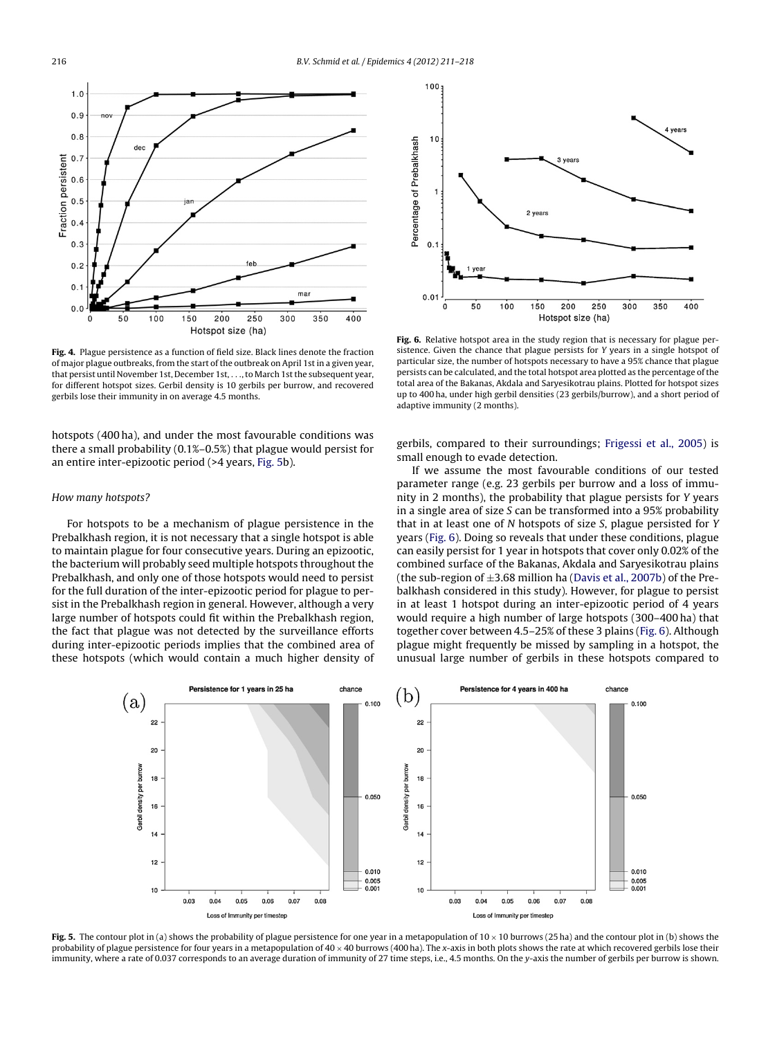**Fig. 4.** Plague persistence as a function of field size. Black lines denote the fraction of major plague outbreaks, from the start of the outbreak on April 1st in a given year, that persist until November 1st, December 1st, . . ., to March 1st the subsequent year, for different hotspot sizes. Gerbil density is 10 gerbils per burrow, and recovered gerbils lose their immunity in on average 4.5 months.

**Fig. 6.** Relative hotspot area in the study region that is necessary for plague persistence. Given the chance that plague persists for $Y$ years in a single hotspot of particular size, the number of hotspots necessary to have a 95% chance that plague persists can be calculated, and the total hotspot area plotted as the percentage of the total area of the Bakanas, Akdala and Saryesikotrau plains. Plotted for hotspot sizes up to 400 ha, under high gerbil densities (23 gerbils/burrow), and a short period of adaptive immunity (2 months).

hotspots (400 ha), and under the most favourable conditions was there a small probability (0.1%–0.5%) that plague would persist for an entire inter-epizootic period (>4 years, Fig. 5b).

### How many hotspots?

For hotspots to be a mechanism of plague persistence in the Prebalkhash region, it is not necessary that a single hotspot is able to maintain plague for four consecutive years. During an epizootic, the bacterium will probably seed multiple hotspots throughout the Prebalkhash, and only one of those hotspots would need to persist for the full duration of the inter-epizootic period for plague to persist in the Prebalkhash region in general. However, although a very large number of hotspots could fit within the Prebalkhash region, the fact that plague was not detected by the surveillance efforts during inter-epizootic periods implies that the combined area of these hotspots (which would contain a much higher density of gerbils, compared to their surroundings; Frigessi et al., 2005) is small enough to evade detection.

If we assume the most favourable conditions of our tested parameter range (e.g. 23 gerbils per burrow and a loss of immunity in 2 months), the probability that plague persists for $Y$ years in a single area of size $S$ can be transformed into a 95% probability that in at least one of $N$ hotspots of size $S$, plague persisted for $Y$ years (Fig. 6). Doing so reveals that under these conditions, plague can easily persist for 1 year in hotspots that cover only 0.02% of the combined surface of the Bakanas, Akdala and Saryesikotrau plains (the sub-region of ±3.68 million ha (Davis et al., 2007b) of the Prebalkhash considered in this study). However, for plague to persist in at least 1 hotspot during an inter-epizootic period of 4 years would require a high number of large hotspots (300–400 ha) that together cover between 4.5–25% of these 3 plains (Fig. 6). Although plague might frequently be missed by sampling in a hotspot, the unusual large number of gerbils in these hotspots compared to

**Fig. 5.** The contour plot in (a) shows the probability of plague persistence for one year in a metapopulation of 10 × 10 burrows (25 ha) and the contour plot in (b) shows the probability of plague persistence for four years in a metapopulation of 40 × 40 burrows (400 ha). The x-axis in both plots shows the rate at which recovered gerbils lose their immunity, where a rate of 0.037 corresponds to an average duration of immunity of 27 time steps, i.e., 4.5 months. On the y-axis the number of gerbils per burrow is shown.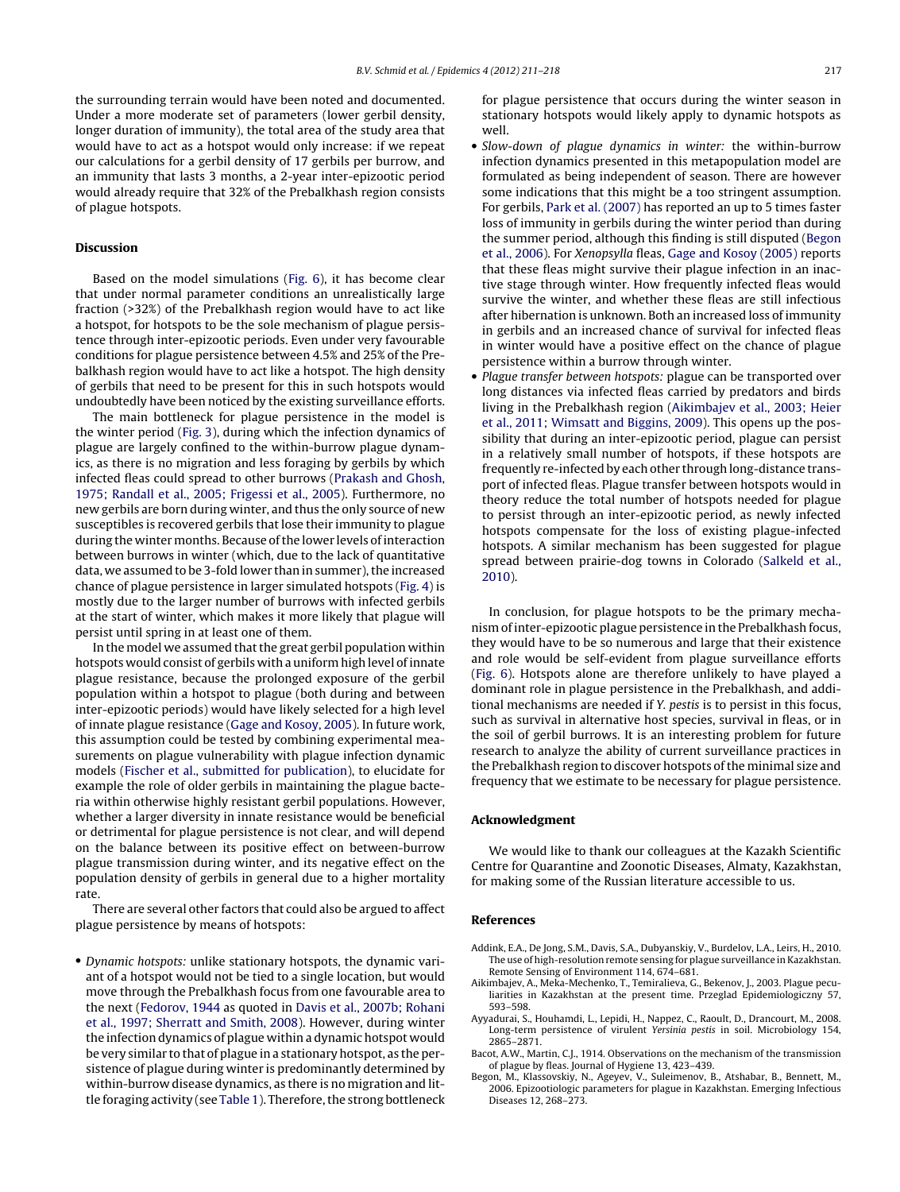the surrounding terrain would have been noted and documented. Under a more moderate set of parameters (lower gerbil density, longer duration of immunity), the total area of the study area that would have to act as a hotspot would only increase: if we repeat our calculations for a gerbil density of 17 gerbils per burrow, and an immunity that lasts 3 months, a 2-year inter-epizootic period would already require that 32% of the Prebalkhash region consists of plague hotspots.

## Discussion

Based on the model simulations (Fig. 6), it has become clear that under normal parameter conditions an unrealistically large fraction (>32%) of the Prebalkhash region would have to act like a hotspot, for hotspots to be the sole mechanism of plague persistence through inter-epizootic periods. Even under very favourable conditions for plague persistence between 4.5% and 25% of the Prebalkhash region would have to act like a hotspot. The high density of gerbils that need to be present for this in such hotspots would undoubtedly have been noticed by the existing surveillance efforts.

The main bottleneck for plague persistence in the model is the winter period (Fig. 3), during which the infection dynamics of plague are largely confined to the within-burrow plague dynamics, as there is no migration and less foraging by gerbils by which infected fleas could spread to other burrows (Prakash and Ghosh, 1975; Randall et al., 2005; Frigessi et al., 2005). Furthermore, no new gerbils are born during winter, and thus the only source of new susceptibles is recovered gerbils that lose their immunity to plague during the winter months. Because of the lower levels of interaction between burrows in winter (which, due to the lack of quantitative data, we assumed to be 3-fold lower than in summer), the increased chance of plague persistence in larger simulated hotspots (Fig. 4) is mostly due to the larger number of burrows with infected gerbils at the start of winter, which makes it more likely that plague will persist until spring in at least one of them.

In the model we assumed that the great gerbil population within hotspots would consist of gerbils with a uniform high level of innate plague resistance, because the prolonged exposure of the gerbil population within a hotspot to plague (both during and between inter-epizootic periods) would have likely selected for a high level of innate plague resistance (Gage and Kosoy, 2005). In future work, this assumption could be tested by combining experimental measurements on plague vulnerability with plague infection dynamic models (Fischer et al., submitted for publication), to elucidate for example the role of older gerbils in maintaining the plague bacteria within otherwise highly resistant gerbil populations. However, whether a larger diversity in innate resistance would be beneficial or detrimental for plague persistence is not clear, and will depend on the balance between its positive effect on between-burrow plague transmission during winter, and its negative effect on the population density of gerbils in general due to a higher mortality rate.

There are several other factors that could also be argued to affect plague persistence by means of hotspots:

- *Dynamic hotspots:* unlike stationary hotspots, the dynamic variant of a hotspot would not be tied to a single location, but would move through the Prebalkhash focus from one favourable area to the next (Fedorov, 1944 as quoted in Davis et al., 2007b; Rohani et al., 1997; Sherratt and Smith, 2008). However, during winter the infection dynamics of plague within a dynamic hotspot would be very similar to that of plague in a stationary hotspot, as the persistence of plague during winter is predominantly determined by within-burrow disease dynamics, as there is no migration and little foraging activity (see Table 1). Therefore, the strong bottleneck for plague persistence that occurs during the winter season in stationary hotspots would likely apply to dynamic hotspots as well.
- *Slow-down of plague dynamics in winter:* the within-burrow infection dynamics presented in this metapopulation model are formulated as being independent of season. There are however some indications that this might be a too stringent assumption. For gerbils, Park et al. (2007) has reported an up to 5 times faster loss of immunity in gerbils during the winter period than during the summer period, although this finding is still disputed (Begon et al., 2006). For *Xenopsylla* fleas, Gage and Kosoy (2005) reports that these fleas might survive their plague infection in an inactive stage through winter. How frequently infected fleas would survive the winter, and whether these fleas are still infectious after hibernation is unknown. Both an increased loss of immunity in gerbils and an increased chance of survival for infected fleas in winter would have a positive effect on the chance of plague persistence within a burrow through winter.
- *Plague transfer between hotspots:* plague can be transported over long distances via infected fleas carried by predators and birds living in the Prebalkhash region (Aikimbajev et al., 2003; Heier et al., 2011; Wimsatt and Biggins, 2009). This opens up the possibility that during an inter-epizootic period, plague can persist in a relatively small number of hotspots, if these hotspots are frequently re-infected by each other through long-distance transport of infected fleas. Plague transfer between hotspots would in theory reduce the total number of hotspots needed for plague to persist through an inter-epizootic period, as newly infected hotspots compensate for the loss of existing plague-infected hotspots. A similar mechanism has been suggested for plague spread between prairie-dog towns in Colorado (Salkeld et al., 2010).

In conclusion, for plague hotspots to be the primary mechanism of inter-epizootic plague persistence in the Prebalkhash focus, they would have to be so numerous and large that their existence and role would be self-evident from plague surveillance efforts (Fig. 6). Hotspots alone are therefore unlikely to have played a dominant role in plague persistence in the Prebalkhash, and additional mechanisms are needed if *Y. pestis* is to persist in this focus, such as survival in alternative host species, survival in fleas, or in the soil of gerbil burrows. It is an interesting problem for future research to analyze the ability of current surveillance practices in the Prebalkhash region to discover hotspots of the minimal size and frequency that we estimate to be necessary for plague persistence.

## Acknowledgment

We would like to thank our colleagues at the Kazakh Scientific Centre for Quarantine and Zoonotic Diseases, Almaty, Kazakhstan, for making some of the Russian literature accessible to us.

## References

Addink, E.A., De Jong, S.M., Davis, S.A., Dubyanskiy, V., Burdelov, L.A., Leirs, H., 2010. The use of high-resolution remote sensing for plague surveillance in Kazakhstan. Remote Sensing of Environment 114, 674–681.

Aikimbajev, A., Meka-Mechenko, T., Temiralieva, G., Bekenov, J., 2003. Plague peculiarities in Kazakhstan at the present time. Przeglad Epidemiologiczny 57, 593–598.

Ayyadurai, S., Houhamdi, L., Lepidi, H., Nappez, C., Raoult, D., Drancourt, M., 2008. Long-term persistence of virulent *Yersinia pestis* in soil. Microbiology 154, 2865–2871.

Bacot, A.W., Martin, C.J., 1914. Observations on the mechanism of the transmission of plague by fleas. Journal of Hygiene 13, 423–439.

Begon, M., Klassovskiy, N., Ageyev, V., Suleimenov, B., Atshabar, B., Bennett, M., 2006. Epizootiologic parameters for plague in Kazakhstan. Emerging Infectious Diseases 12, 268–273.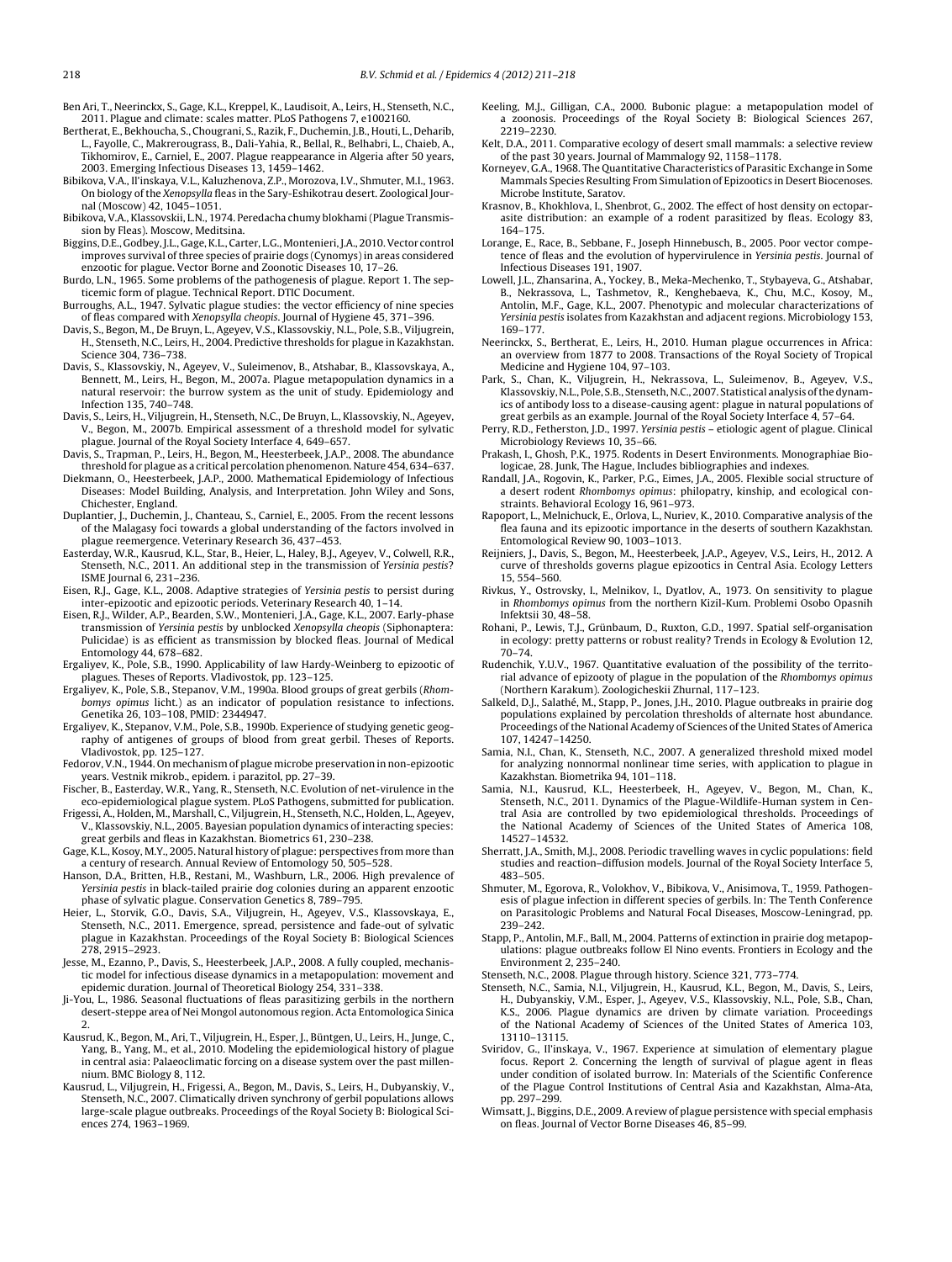Ben Ari, T., Neerinckx, S., Gage, K.L., Kreppel, K., Laudisoit, A., Leirs, H., Stenseth, N.C., 2011. Plague and climate: scales matter. PLoS Pathogens 7, e1002160.

Bertherat, E., Bekhoucha, S., Chougrani, S., Razik, F., Duchemin, J.B., Houti, L., Deharib, L., Fayolle, C., Makrerougrass, B., Dali-Yahia, R., Bellal, R., Belhabri, L., Chaieb, A., Tikhomirov, E., Carniel, E., 2007. Plague reappearance in Algeria after 50 years, 2003. Emerging Infectious Diseases 13, 1459–1462.

Bibikova, V.A., Il'inskaya, V.L., Kaluzhenova, Z.P., Morozova, I.V., Shmuter, M.I., 1963. On biology of the *Xenopsylla* fleas in the Sary-Eshikotrau desert. Zoological Journal (Moscow) 42, 1045–1051.

Bibikova, V.A., Klassovskii, L.N., 1974. Peredacha chumy blokhami (Plague Transmission by Fleas). Moscow, Meditsina.

Biggins, D.E., Godbey, J.L., Gage, K.L., Carter, L.G., Montenieri, J.A., 2010. Vector control improves survival of three species of prairie dogs (Cynomys) in areas considered enzootic for plague. Vector Borne and Zoonotic Diseases 10, 17–26.

Burdo, L.N., 1965. Some problems of the pathogenesis of plague. Report 1. The septicemic form of plague. Technical Report. DTIC Document.

Burroughs, A.L., 1947. Sylvatic plague studies: the vector efficiency of nine species of fleas compared with *Xenopsylla cheopis*. Journal of Hygiene 45, 371–396.

Davis, S., Begon, M., De Bruyn, L., Ageyev, V.S., Klassovskiy, N.L., Pole, S.B., Viljugrein, H., Stenseth, N.C., Leirs, H., 2004. Predictive thresholds for plague in Kazakhstan. Science 304, 736–738.

Davis, S., Klassovskiy, N., Ageyev, V., Suleimenov, B., Atshabar, B., Klassovskaya, A., Bennett, M., Leirs, H., Begon, M., 2007a. Plague metapopulation dynamics in a natural reservoir: the burrow system as the unit of study. Epidemiology and Infection 135, 740–748.

Davis, S., Leirs, H., Viljugrein, H., Stenseth, N.C., De Bruyn, L., Klassovskiy, N., Ageyev, V., Begon, M., 2007b. Empirical assessment of a threshold model for sylvatic plague. Journal of the Royal Society Interface 4, 649–657.

Davis, S., Trapman, P., Leirs, H., Begon, M., Heesterbeek, J.A.P., 2008. The abundance threshold for plague as a critical percolation phenomenon. Nature 454, 634–637.

Diekmann, O., Heesterbeek, J.A.P., 2000. Mathematical Epidemiology of Infectious Diseases: Model Building, Analysis, and Interpretation. John Wiley and Sons, Chichester, England.

Duplantier, J., Duchemin, J., Chanteau, S., Carniel, E., 2005. From the recent lessons of the Malagasy foci towards a global understanding of the factors involved in plague reemergence. Veterinary Research 36, 437–453.

Easterday, W.R., Kausrud, K.L., Star, B., Heier, L., Haley, B.J., Ageyev, V., Colwell, R.R., Stenseth, N.C., 2011. An additional step in the transmission of *Yersinia pestis*? ISME Journal 6, 231–236.

Eisen, R.J., Gage, K.L., 2008. Adaptive strategies of *Yersinia pestis* to persist during inter-epizootic and epizootic periods. Veterinary Research 40, 1–14.

Eisen, R.J., Wilder, A.P., Bearden, S.W., Montenieri, J.A., Gage, K.L., 2007. Early-phase transmission of *Yersinia pestis* by unblocked *Xenopsylla cheopis* (Siphonaptera: Pulicidae) is as efficient as transmission by blocked fleas. Journal of Medical Entomology 44, 678–682.

Ergaliyev, K., Pole, S.B., 1990. Applicability of law Hardy-Weinberg to epizootic of plagues. Theses of Reports. Vladivostok, pp. 123–125.

Ergaliyev, K., Pole, S.B., Stepanov, V.M., 1990a. Blood groups of great gerbils (*Rhombomys opimus* licht.) as an indicator of population resistance to infections. Genetika 26, 103–108, PMID: 2344947.

Ergaliyev, K., Stepanov, V.M., Pole, S.B., 1990b. Experience of studying genetic geography of antigenes of groups of blood from great gerbil. Theses of Reports. Vladivostok, pp. 125–127.

Fedorov, V.N., 1944. On mechanism of plague microbe preservation in non-epizootic years. Vestnik mikrob., epidem. i parazitol, pp. 27–39.

Fischer, B., Easterday, W.R., Yang, R., Stenseth, N.C. Evolution of net-virulence in the eco-epidemiological plague system. PLoS Pathogens, submitted for publication.

Frigessi, A., Holden, M., Marshall, C., Viljugrein, H., Stenseth, N.C., Holden, L., Ageyev, V., Klassovskiy, N.L., 2005. Bayesian population dynamics of interacting species: great gerbils and fleas in Kazakhstan. Biometrics 61, 230–238.

Gage, K.L., Kosoy, M.Y., 2005. Natural history of plague: perspectives from more than a century of research. Annual Review of Entomology 50, 505–528.

Hanson, D.A., Britten, H.B., Restani, M., Washburn, L.R., 2006. High prevalence of *Yersinia pestis* in black-tailed prairie dog colonies during an apparent enzootic phase of sylvatic plague. Conservation Genetics 8, 789–795.

Heier, L., Storvik, G.O., Davis, S.A., Viljugrein, H., Ageyev, V.S., Klassovskaya, E., Stenseth, N.C., 2011. Emergence, spread, persistence and fade-out of sylvatic plague in Kazakhstan. Proceedings of the Royal Society B: Biological Sciences 278, 2915–2923.

Jesse, M., Ezanno, P., Davis, S., Heesterbeek, J.A.P., 2008. A fully coupled, mechanistic model for infectious disease dynamics in a metapopulation: movement and epidemic duration. Journal of Theoretical Biology 254, 331–338.

Ji-You, L., 1986. Seasonal fluctuations of fleas parasitizing gerbils in the northern desert-steppe area of Nei Mongol autonomous region. Acta Entomologica Sinica 2.

Kausrud, K., Begon, M., Ari, T., Viljugrein, H., Esper, J., Büntgen, U., Leirs, H., Junge, C., Yang, B., Yang, M., et al., 2010. Modeling the epidemiological history of plague in central asia: Palaeoclimatic forcing on a disease system over the past millennium. BMC Biology 8, 112.

Kausrud, L., Viljugrein, H., Frigessi, A., Begon, M., Davis, S., Leirs, H., Dubyanskiy, V., Stenseth, N.C., 2007. Climatically driven synchrony of gerbil populations allows large-scale plague outbreaks. Proceedings of the Royal Society B: Biological Sciences 274, 1963–1969.

Keeling, M.J., Gilligan, C.A., 2000. Bubonic plague: a metapopulation model of a zoonosis. Proceedings of the Royal Society B: Biological Sciences 267, 2219–2230.

Kelt, D.A., 2011. Comparative ecology of desert small mammals: a selective review of the past 30 years. Journal of Mammalogy 92, 1158–1178.

Korneyev, G.A., 1968. The Quantitative Characteristics of Parasitic Exchange in Some Mammals Species Resulting From Simulation of Epizootics in Desert Biocenoses. Microbe Institute, Saratov.

Krasnov, B., Khokhlova, I., Shenbrot, G., 2002. The effect of host density on ectoparasite distribution: an example of a rodent parasitized by fleas. Ecology 83, 164–175.

Lorange, E., Race, B., Sebbane, F., Joseph Hinnebusch, B., 2005. Poor vector competence of fleas and the evolution of hypervirulence in *Yersinia pestis*. Journal of Infectious Diseases 191, 1907.

Lowell, J.L., Zhansarina, A., Yockey, B., Meka-Mechenko, T., Stybayeva, G., Atshabar, B., Nekrassova, L., Tashmetov, R., Kenghebaeva, K., Chu, M.C., Kosoy, M., Antolin, M.F., Gage, K.L., 2007. Phenotypic and molecular characterizations of *Yersinia pestis* isolates from Kazakhstan and adjacent regions. Microbiology 153, 169–177.

Neerinckx, S., Bertherat, E., Leirs, H., 2010. Human plague occurrences in Africa: an overview from 1877 to 2008. Transactions of the Royal Society of Tropical Medicine and Hygiene 104, 97–103.

Park, S., Chan, K., Viljugrein, H., Nekrassova, L., Suleimenov, B., Ageyev, V.S., Klassovskiy, N.L., Pole, S.B., Stenseth, N.C., 2007. Statistical analysis of the dynamics of antibody loss to a disease-causing agent: plague in natural populations of great gerbils as an example. Journal of the Royal Society Interface 4, 57–64.

Perry, R.D., Fetherston, J.D., 1997. *Yersinia pestis* – etiologic agent of plague. Clinical Microbiology Reviews 10, 35–66.

Prakash, I., Ghosh, P.K., 1975. Rodents in Desert Environments. Monographiae Biologicae, 28. Junk, The Hague, Includes bibliographies and indexes.

Randall, J.A., Rogovin, K., Parker, P.G., Eimes, J.A., 2005. Flexible social structure of a desert rodent *Rhombomys opimus*: philopatry, kinship, and ecological constraints. Behavioral Ecology 16, 961–973.

Rapoport, L., Melnichuck, E., Orlova, L., Nuriev, K., 2010. Comparative analysis of the flea fauna and its epizootic importance in the deserts of southern Kazakhstan. Entomological Review 90, 1003–1013.

Reijniers, J., Davis, S., Begon, M., Heesterbeek, J.A.P., Ageyev, V.S., Leirs, H., 2012. A curve of thresholds governs plague epizootics in Central Asia. Ecology Letters 15, 554–560.

Rivkus, Y., Ostrovsky, I., Melnikov, I., Dyatlov, A., 1973. On sensitivity to plague in *Rhombomys opimus* from the northern Kizil-Kum. Problemi Osobo Opasnih Infektsii 30, 48–58.

Rohani, P., Lewis, T.J., Grünbaum, D., Ruxton, G.D., 1997. Spatial self-organisation in ecology: pretty patterns or robust reality? Trends in Ecology & Evolution 12, 70–74.

Rudenchik, Y.U.V., 1967. Quantitative evaluation of the possibility of the territorial advance of epizooty of plague in the population of the *Rhombomys opimus* (Northern Karakum). Zoologicheskii Zhurnal, 117–123.

Salkeld, D.J., Salathé, M., Stapp, P., Jones, J.H., 2010. Plague outbreaks in prairie dog populations explained by percolation thresholds of alternate host abundance. Proceedings of the National Academy of Sciences of the United States of America 107, 14247–14250.

Samia, N.I., Chan, K., Stenseth, N.C., 2007. A generalized threshold mixed model for analyzing nonnormal nonlinear time series, with application to plague in Kazakhstan. Biometrika 94, 101–118.

Samia, N.I., Kausrud, K.L., Heesterbeek, H., Ageyev, V., Begon, M., Chan, K., Stenseth, N.C., 2011. Dynamics of the Plague-Wildlife-Human system in Central Asia are controlled by two epidemiological thresholds. Proceedings of the National Academy of Sciences of the United States of America 108, 14527–14532.

Sherratt, J.A., Smith, M.J., 2008. Periodic travelling waves in cyclic populations: field studies and reaction–diffusion models. Journal of the Royal Society Interface 5, 483–505.

Shmuter, M., Egorova, R., Volokhov, V., Bibikova, V., Anisimova, T., 1959. Pathogenesis of plague infection in different species of gerbils. In: The Tenth Conference on Parasitologic Problems and Natural Focal Diseases, Moscow-Leningrad, pp. 239–242.

Stapp, P., Antolin, M.F., Ball, M., 2004. Patterns of extinction in prairie dog metapopulations: plague outbreaks follow El Nino events. Frontiers in Ecology and the Environment 2, 235–240.

Stenseth, N.C., 2008. Plague through history. Science 321, 773–774.

Stenseth, N.C., Samia, N.I., Viljugrein, H., Kausrud, K.L., Begon, M., Davis, S., Leirs, H., Dubyanskiy, V.M., Esper, J., Ageyev, V.S., Klassovskiy, N.L., Pole, S.B., Chan, K.S., 2006. Plague dynamics are driven by climate variation. Proceedings of the National Academy of Sciences of the United States of America 103, 13110–13115.

Sviridov, G., Il'inskaya, V., 1967. Experience at simulation of elementary plague focus. Report 2. Concerning the length of survival of plague agent in fleas under condition of isolated burrow. In: Materials of the Scientific Conference of the Plague Control Institutions of Central Asia and Kazakhstan, Alma-Ata, pp. 297–299.

Wimsatt, J., Biggins, D.E., 2009. A review of plague persistence with special emphasis on fleas. Journal of Vector Borne Diseases 46, 85–99.